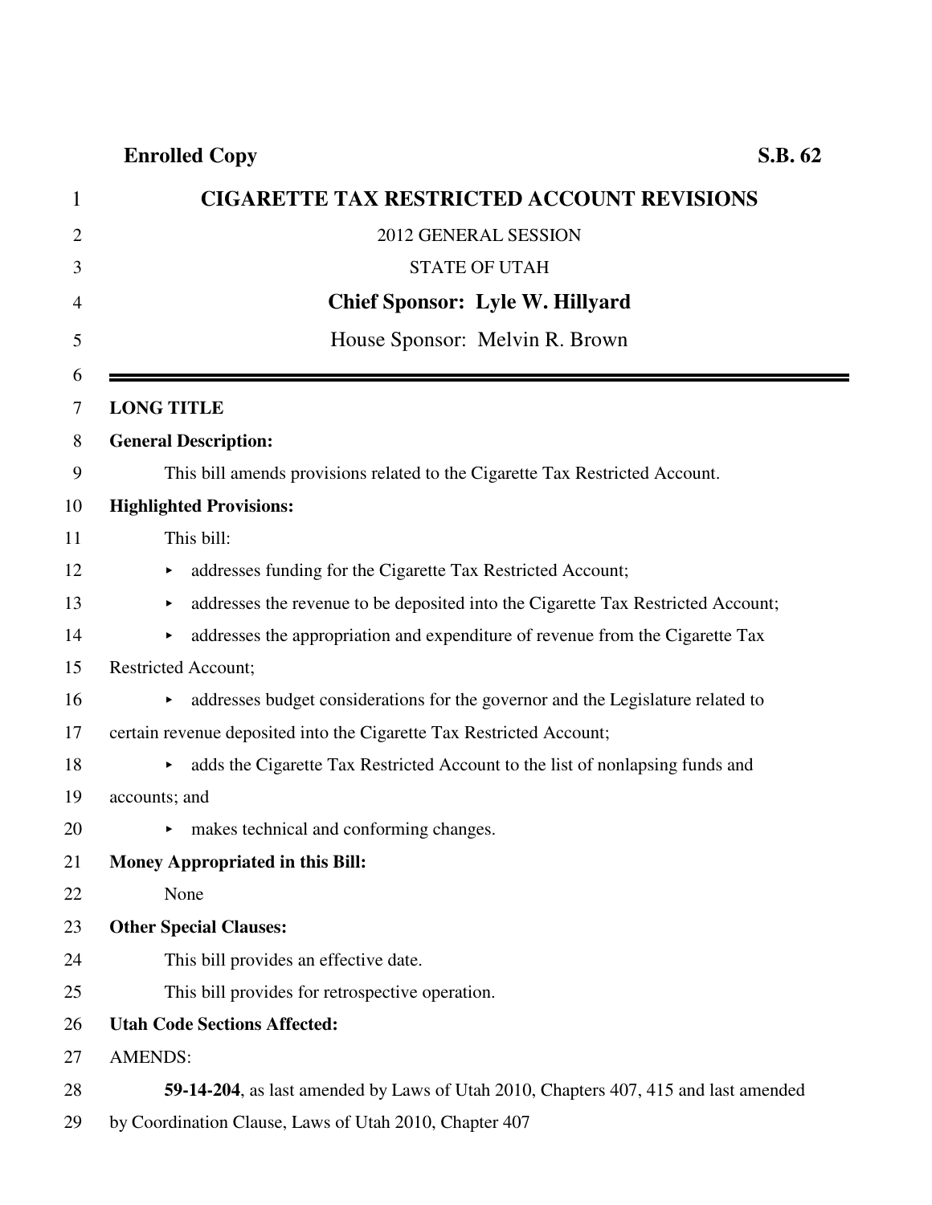**Enrolled Copy** **S.B. 62**

# CIGARETTE TAX RESTRICTED ACCOUNT REVISIONS

2012 GENERAL SESSION

STATE OF UTAH

**Chief Sponsor: Lyle W. Hillyard**

House Sponsor: Melvin R. Brown

---

**LONG TITLE**

**General Description:**

This bill amends provisions related to the Cigarette Tax Restricted Account.

**Highlighted Provisions:**

This bill:

- addresses funding for the Cigarette Tax Restricted Account;
- addresses the revenue to be deposited into the Cigarette Tax Restricted Account;
- addresses the appropriation and expenditure of revenue from the Cigarette Tax Restricted Account;
- addresses budget considerations for the governor and the Legislature related to certain revenue deposited into the Cigarette Tax Restricted Account;
- adds the Cigarette Tax Restricted Account to the list of nonlapsing funds and accounts; and
- makes technical and conforming changes.

**Money Appropriated in this Bill:**

None

**Other Special Clauses:**

This bill provides an effective date.

This bill provides for retrospective operation.

**Utah Code Sections Affected:**

AMENDS:

**59-14-204**, as last amended by Laws of Utah 2010, Chapters 407, 415 and last amended by Coordination Clause, Laws of Utah 2010, Chapter 407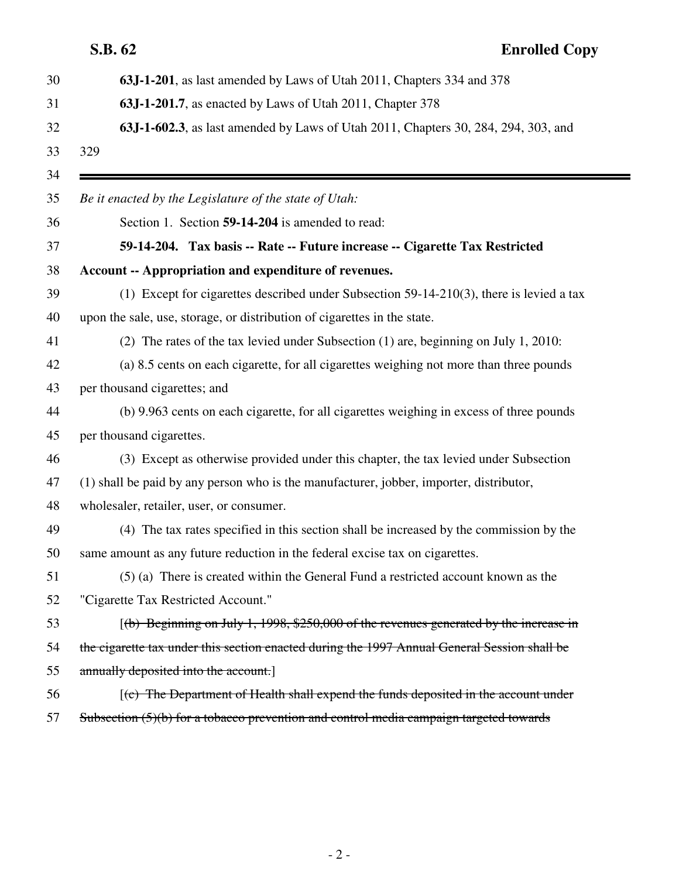63J-1-201, as last amended by Laws of Utah 2011, Chapters 334 and 378

63J-1-201.7, as enacted by Laws of Utah 2011, Chapter 378

63J-1-602.3, as last amended by Laws of Utah 2011, Chapters 30, 284, 294, 303, and 329

---

*Be it enacted by the Legislature of the state of Utah:*

Section 1. Section **59-14-204** is amended to read:

**59-14-204. Tax basis -- Rate -- Future increase -- Cigarette Tax Restricted Account -- Appropriation and expenditure of revenues.**

(1) Except for cigarettes described under Subsection 59-14-210(3), there is levied a tax upon the sale, use, storage, or distribution of cigarettes in the state.

(2) The rates of the tax levied under Subsection (1) are, beginning on July 1, 2010:

(a) 8.5 cents on each cigarette, for all cigarettes weighing not more than three pounds per thousand cigarettes; and

(b) 9.963 cents on each cigarette, for all cigarettes weighing in excess of three pounds per thousand cigarettes.

(3) Except as otherwise provided under this chapter, the tax levied under Subsection (1) shall be paid by any person who is the manufacturer, jobber, importer, distributor, wholesaler, retailer, user, or consumer.

(4) The tax rates specified in this section shall be increased by the commission by the same amount as any future reduction in the federal excise tax on cigarettes.

(5) (a) There is created within the General Fund a restricted account known as the "Cigarette Tax Restricted Account."

[~~(b) Beginning on July 1, 1998, $250,000 of the revenues generated by the increase in the cigarette tax under this section enacted during the 1997 Annual General Session shall be annually deposited into the account.~~]

[~~(c) The Department of Health shall expend the funds deposited in the account under Subsection (5)(b) for a tobacco prevention and control media campaign targeted towards~~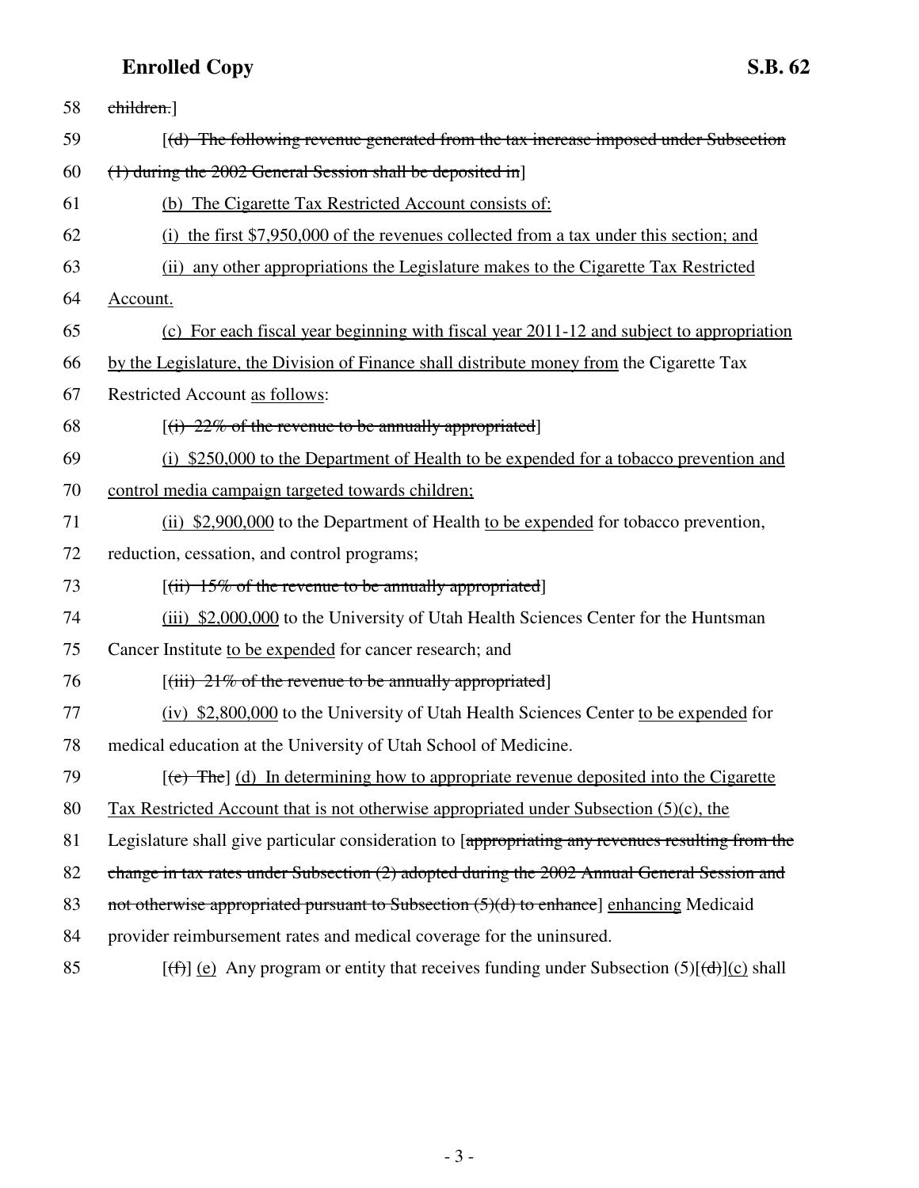58 ~~children.~~]

59 [~~(d) The following revenue generated from the tax increase imposed under Subsection~~

60 ~~(1) during the 2002 General Session shall be deposited in~~]

61 <u>(b) The Cigarette Tax Restricted Account consists of:</u>

62 <u>(i) the first $7,950,000 of the revenues collected from a tax under this section; and</u>

63 <u>(ii) any other appropriations the Legislature makes to the Cigarette Tax Restricted</u>

64 <u>Account.</u>

65 <u>(c) For each fiscal year beginning with fiscal year 2011-12 and subject to appropriation</u>

66 <u>by the Legislature, the Division of Finance shall distribute money from</u> the Cigarette Tax

67 Restricted Account <u>as follows</u>:

68 [~~(i) 22% of the revenue to be annually appropriated~~]

69 <u>(i) $250,000 to the Department of Health to be expended for a tobacco prevention and</u>

70 <u>control media campaign targeted towards children;</u>

71 <u>(ii) $2,900,000</u> to the Department of Health <u>to be expended</u> for tobacco prevention,

72 reduction, cessation, and control programs;

73 [~~(ii) 15% of the revenue to be annually appropriated~~]

74 <u>(iii) $2,000,000</u> to the University of Utah Health Sciences Center for the Huntsman

75 Cancer Institute <u>to be expended</u> for cancer research; and

76 [~~(iii) 21% of the revenue to be annually appropriated~~]

77 <u>(iv) $2,800,000</u> to the University of Utah Health Sciences Center <u>to be expended</u> for

78 medical education at the University of Utah School of Medicine.

79 [~~(e) The~~] <u>(d) In determining how to appropriate revenue deposited into the Cigarette</u>

80 <u>Tax Restricted Account that is not otherwise appropriated under Subsection (5)(c), the</u>

81 Legislature shall give particular consideration to [~~appropriating any revenues resulting from the~~

82 ~~change in tax rates under Subsection (2) adopted during the 2002 Annual General Session and~~

83 ~~not otherwise appropriated pursuant to Subsection (5)(d) to enhance~~] <u>enhancing</u> Medicaid

84 provider reimbursement rates and medical coverage for the uninsured.

85 [~~(f)~~] <u>(e)</u> Any program or entity that receives funding under Subsection (5)[~~(d)~~]<u>(c)</u> shall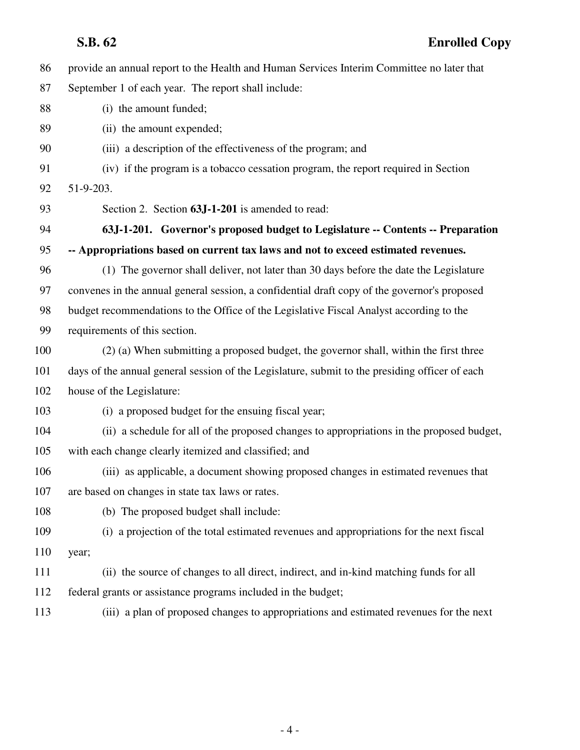provide an annual report to the Health and Human Services Interim Committee no later that September 1 of each year. The report shall include:

(i) the amount funded;

(ii) the amount expended;

(iii) a description of the effectiveness of the program; and

(iv) if the program is a tobacco cessation program, the report required in Section 51-9-203.

Section 2. Section **63J-1-201** is amended to read:

**63J-1-201. Governor's proposed budget to Legislature -- Contents -- Preparation -- Appropriations based on current tax laws and not to exceed estimated revenues.**

(1) The governor shall deliver, not later than 30 days before the date the Legislature convenes in the annual general session, a confidential draft copy of the governor's proposed budget recommendations to the Office of the Legislative Fiscal Analyst according to the requirements of this section.

(2) (a) When submitting a proposed budget, the governor shall, within the first three days of the annual general session of the Legislature, submit to the presiding officer of each house of the Legislature:

(i) a proposed budget for the ensuing fiscal year;

(ii) a schedule for all of the proposed changes to appropriations in the proposed budget, with each change clearly itemized and classified; and

(iii) as applicable, a document showing proposed changes in estimated revenues that are based on changes in state tax laws or rates.

(b) The proposed budget shall include:

(i) a projection of the total estimated revenues and appropriations for the next fiscal year;

(ii) the source of changes to all direct, indirect, and in-kind matching funds for all federal grants or assistance programs included in the budget;

(iii) a plan of proposed changes to appropriations and estimated revenues for the next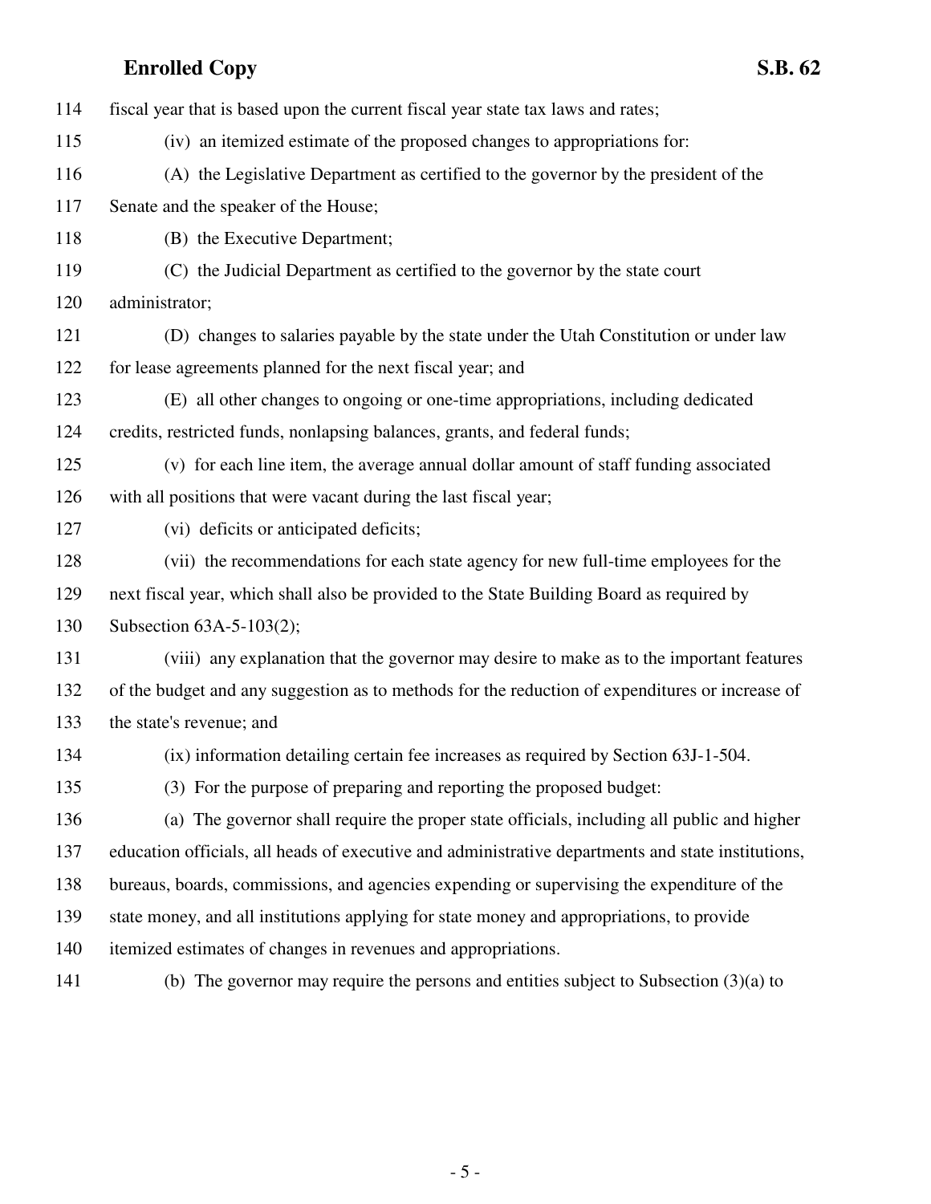fiscal year that is based upon the current fiscal year state tax laws and rates;

(iv) an itemized estimate of the proposed changes to appropriations for:

(A) the Legislative Department as certified to the governor by the president of the Senate and the speaker of the House;

(B) the Executive Department;

(C) the Judicial Department as certified to the governor by the state court administrator;

(D) changes to salaries payable by the state under the Utah Constitution or under law for lease agreements planned for the next fiscal year; and

(E) all other changes to ongoing or one-time appropriations, including dedicated credits, restricted funds, nonlapsing balances, grants, and federal funds;

(v) for each line item, the average annual dollar amount of staff funding associated with all positions that were vacant during the last fiscal year;

(vi) deficits or anticipated deficits;

(vii) the recommendations for each state agency for new full-time employees for the next fiscal year, which shall also be provided to the State Building Board as required by Subsection 63A-5-103(2);

(viii) any explanation that the governor may desire to make as to the important features of the budget and any suggestion as to methods for the reduction of expenditures or increase of the state's revenue; and

(ix) information detailing certain fee increases as required by Section 63J-1-504.

(3) For the purpose of preparing and reporting the proposed budget:

(a) The governor shall require the proper state officials, including all public and higher education officials, all heads of executive and administrative departments and state institutions, bureaus, boards, commissions, and agencies expending or supervising the expenditure of the state money, and all institutions applying for state money and appropriations, to provide itemized estimates of changes in revenues and appropriations.

(b) The governor may require the persons and entities subject to Subsection (3)(a) to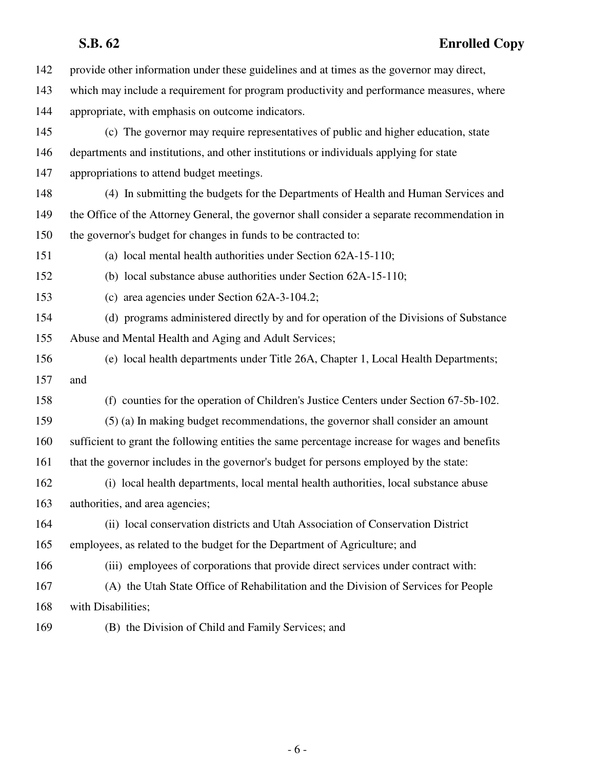provide other information under these guidelines and at times as the governor may direct, which may include a requirement for program productivity and performance measures, where appropriate, with emphasis on outcome indicators.

(c) The governor may require representatives of public and higher education, state departments and institutions, and other institutions or individuals applying for state appropriations to attend budget meetings.

(4) In submitting the budgets for the Departments of Health and Human Services and the Office of the Attorney General, the governor shall consider a separate recommendation in the governor's budget for changes in funds to be contracted to:

(a) local mental health authorities under Section 62A-15-110;

(b) local substance abuse authorities under Section 62A-15-110;

(c) area agencies under Section 62A-3-104.2;

(d) programs administered directly by and for operation of the Divisions of Substance Abuse and Mental Health and Aging and Adult Services;

(e) local health departments under Title 26A, Chapter 1, Local Health Departments; and

(f) counties for the operation of Children's Justice Centers under Section 67-5b-102.

(5) (a) In making budget recommendations, the governor shall consider an amount sufficient to grant the following entities the same percentage increase for wages and benefits that the governor includes in the governor's budget for persons employed by the state:

(i) local health departments, local mental health authorities, local substance abuse authorities, and area agencies;

(ii) local conservation districts and Utah Association of Conservation District employees, as related to the budget for the Department of Agriculture; and

(iii) employees of corporations that provide direct services under contract with:

(A) the Utah State Office of Rehabilitation and the Division of Services for People with Disabilities;

(B) the Division of Child and Family Services; and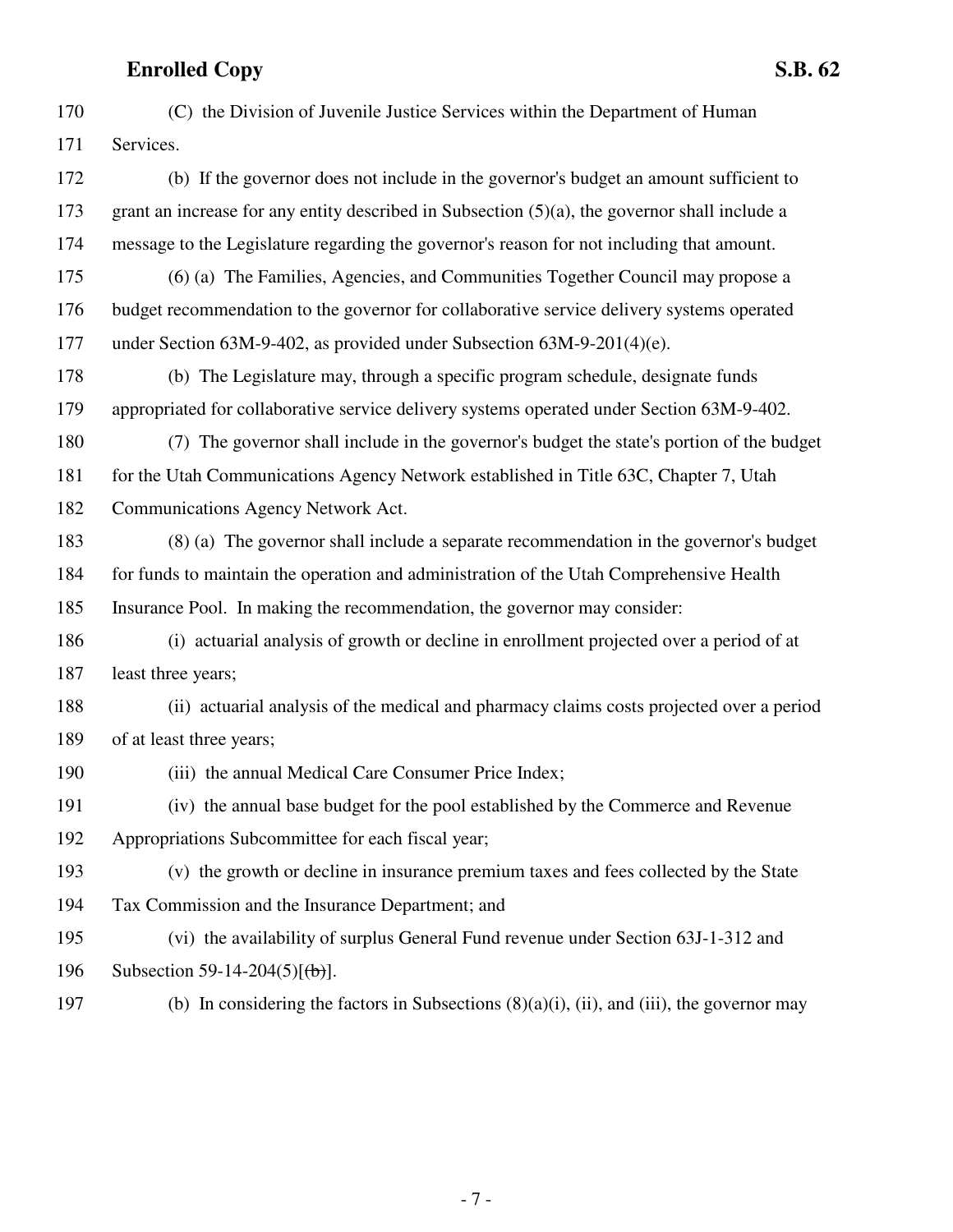(C) the Division of Juvenile Justice Services within the Department of Human Services.

(b) If the governor does not include in the governor's budget an amount sufficient to grant an increase for any entity described in Subsection (5)(a), the governor shall include a message to the Legislature regarding the governor's reason for not including that amount.

(6) (a) The Families, Agencies, and Communities Together Council may propose a budget recommendation to the governor for collaborative service delivery systems operated under Section 63M-9-402, as provided under Subsection 63M-9-201(4)(e).

(b) The Legislature may, through a specific program schedule, designate funds appropriated for collaborative service delivery systems operated under Section 63M-9-402.

(7) The governor shall include in the governor's budget the state's portion of the budget for the Utah Communications Agency Network established in Title 63C, Chapter 7, Utah Communications Agency Network Act.

(8) (a) The governor shall include a separate recommendation in the governor's budget for funds to maintain the operation and administration of the Utah Comprehensive Health Insurance Pool. In making the recommendation, the governor may consider:

(i) actuarial analysis of growth or decline in enrollment projected over a period of at least three years;

(ii) actuarial analysis of the medical and pharmacy claims costs projected over a period of at least three years;

(iii) the annual Medical Care Consumer Price Index;

(iv) the annual base budget for the pool established by the Commerce and Revenue Appropriations Subcommittee for each fiscal year;

(v) the growth or decline in insurance premium taxes and fees collected by the State Tax Commission and the Insurance Department; and

(vi) the availability of surplus General Fund revenue under Section 63J-1-312 and Subsection 59-14-204(5)[~~(b)~~].

(b) In considering the factors in Subsections (8)(a)(i), (ii), and (iii), the governor may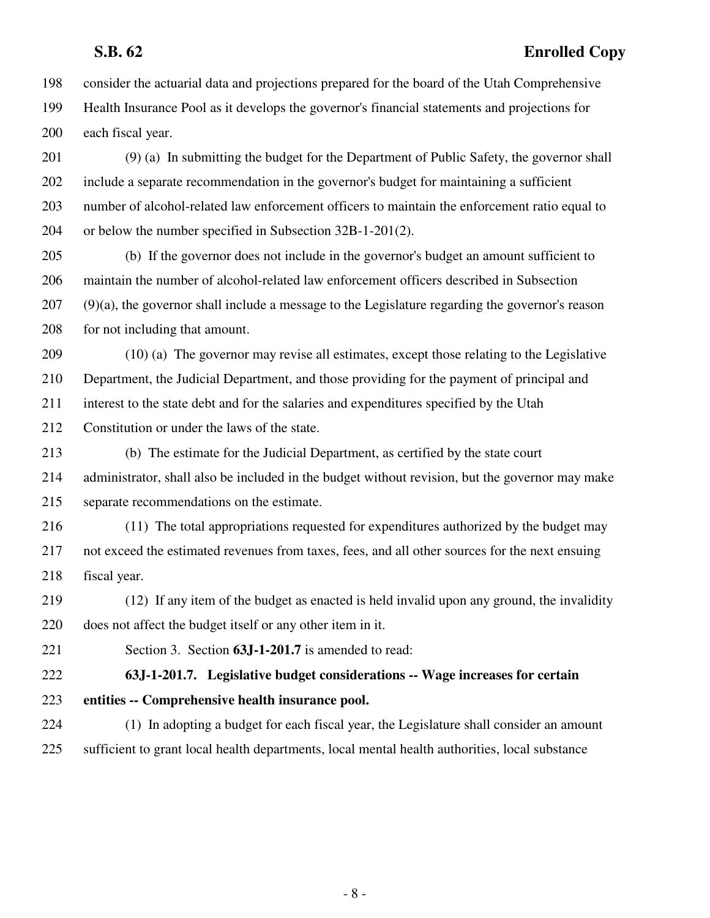consider the actuarial data and projections prepared for the board of the Utah Comprehensive Health Insurance Pool as it develops the governor's financial statements and projections for each fiscal year.

(9) (a) In submitting the budget for the Department of Public Safety, the governor shall include a separate recommendation in the governor's budget for maintaining a sufficient number of alcohol-related law enforcement officers to maintain the enforcement ratio equal to or below the number specified in Subsection 32B-1-201(2).

(b) If the governor does not include in the governor's budget an amount sufficient to maintain the number of alcohol-related law enforcement officers described in Subsection (9)(a), the governor shall include a message to the Legislature regarding the governor's reason for not including that amount.

(10) (a) The governor may revise all estimates, except those relating to the Legislative Department, the Judicial Department, and those providing for the payment of principal and interest to the state debt and for the salaries and expenditures specified by the Utah Constitution or under the laws of the state.

(b) The estimate for the Judicial Department, as certified by the state court administrator, shall also be included in the budget without revision, but the governor may make separate recommendations on the estimate.

(11) The total appropriations requested for expenditures authorized by the budget may not exceed the estimated revenues from taxes, fees, and all other sources for the next ensuing fiscal year.

(12) If any item of the budget as enacted is held invalid upon any ground, the invalidity does not affect the budget itself or any other item in it.

Section 3. Section **63J-1-201.7** is amended to read:

**63J-1-201.7. Legislative budget considerations -- Wage increases for certain entities -- Comprehensive health insurance pool.**

(1) In adopting a budget for each fiscal year, the Legislature shall consider an amount sufficient to grant local health departments, local mental health authorities, local substance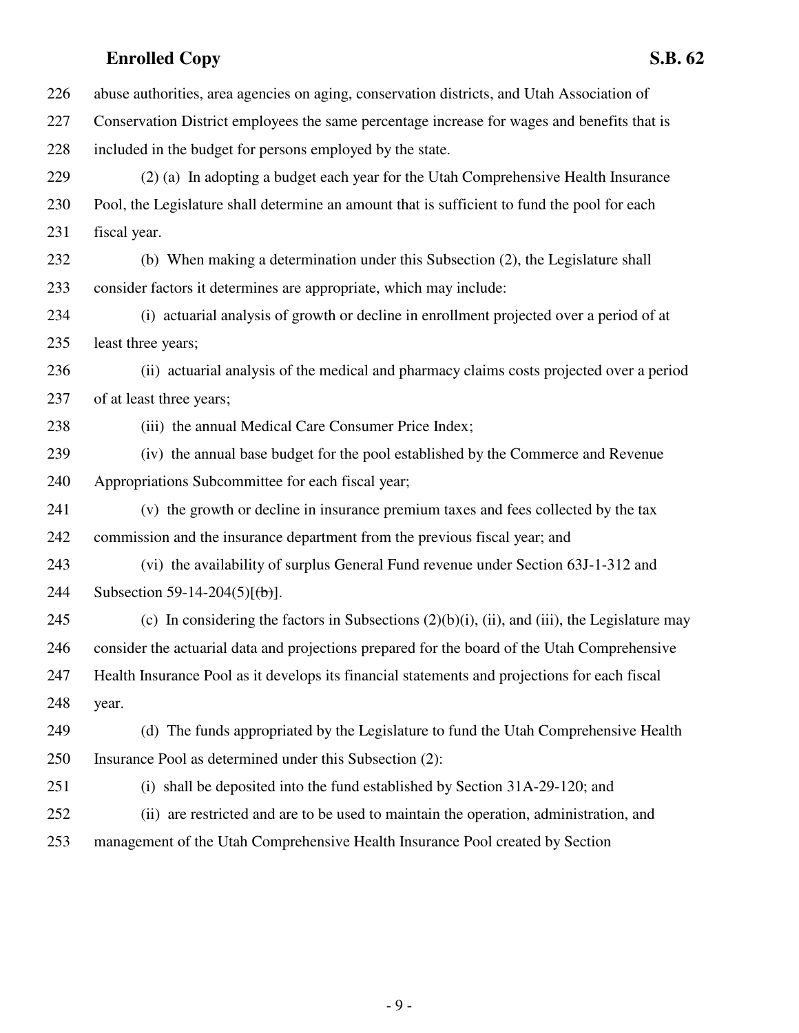abuse authorities, area agencies on aging, conservation districts, and Utah Association of Conservation District employees the same percentage increase for wages and benefits that is included in the budget for persons employed by the state.

(2) (a) In adopting a budget each year for the Utah Comprehensive Health Insurance Pool, the Legislature shall determine an amount that is sufficient to fund the pool for each fiscal year.

(b) When making a determination under this Subsection (2), the Legislature shall consider factors it determines are appropriate, which may include:

(i) actuarial analysis of growth or decline in enrollment projected over a period of at least three years;

(ii) actuarial analysis of the medical and pharmacy claims costs projected over a period of at least three years;

(iii) the annual Medical Care Consumer Price Index;

(iv) the annual base budget for the pool established by the Commerce and Revenue Appropriations Subcommittee for each fiscal year;

(v) the growth or decline in insurance premium taxes and fees collected by the tax commission and the insurance department from the previous fiscal year; and

(vi) the availability of surplus General Fund revenue under Section 63J-1-312 and Subsection 59-14-204(5)[~~(b)~~].

(c) In considering the factors in Subsections (2)(b)(i), (ii), and (iii), the Legislature may consider the actuarial data and projections prepared for the board of the Utah Comprehensive Health Insurance Pool as it develops its financial statements and projections for each fiscal year.

(d) The funds appropriated by the Legislature to fund the Utah Comprehensive Health Insurance Pool as determined under this Subsection (2):

(i) shall be deposited into the fund established by Section 31A-29-120; and

(ii) are restricted and are to be used to maintain the operation, administration, and management of the Utah Comprehensive Health Insurance Pool created by Section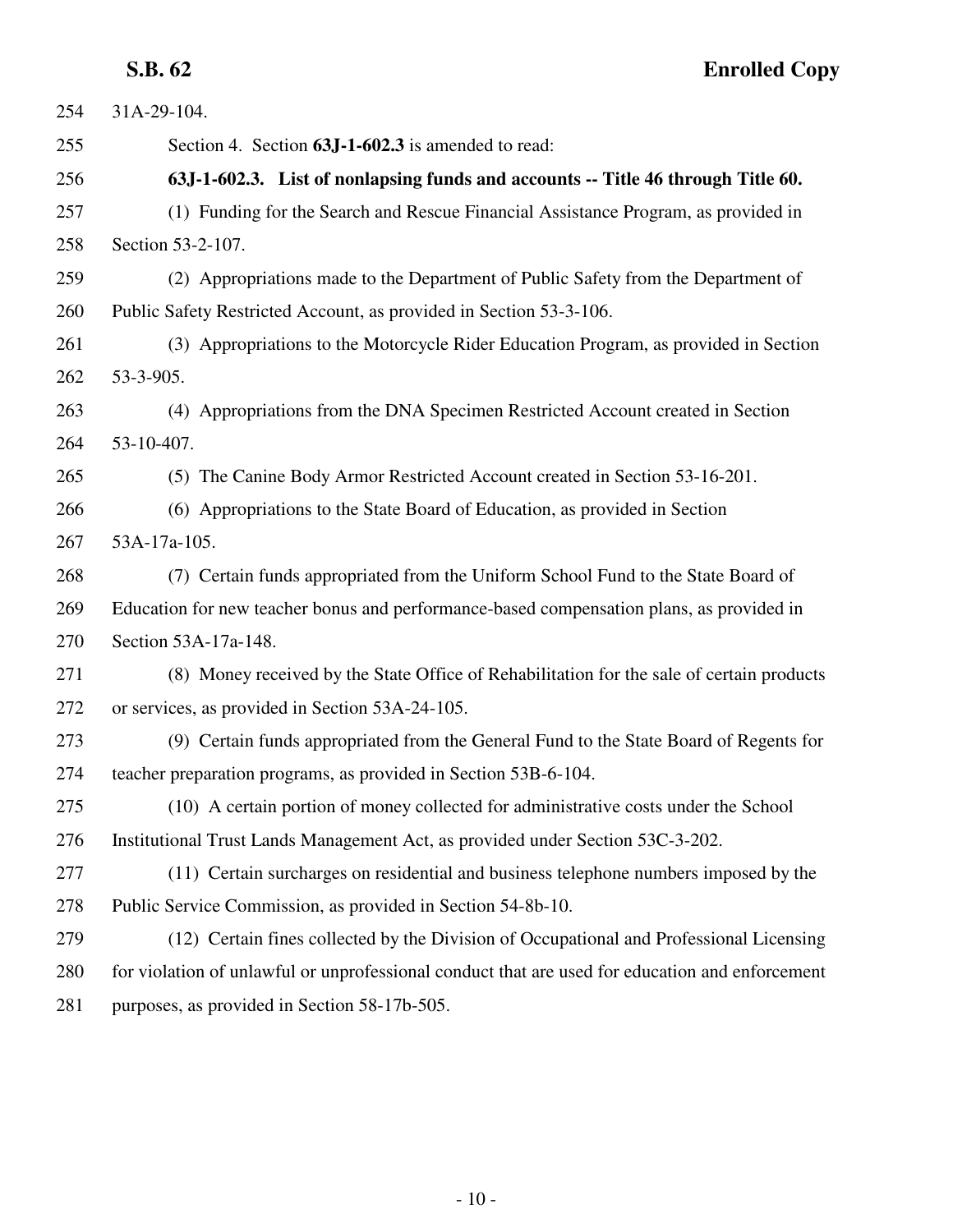31A-29-104.

Section 4. Section **63J-1-602.3** is amended to read:

**63J-1-602.3. List of nonlapsing funds and accounts -- Title 46 through Title 60.**

(1) Funding for the Search and Rescue Financial Assistance Program, as provided in Section 53-2-107.

(2) Appropriations made to the Department of Public Safety from the Department of Public Safety Restricted Account, as provided in Section 53-3-106.

(3) Appropriations to the Motorcycle Rider Education Program, as provided in Section 53-3-905.

(4) Appropriations from the DNA Specimen Restricted Account created in Section 53-10-407.

(5) The Canine Body Armor Restricted Account created in Section 53-16-201.

(6) Appropriations to the State Board of Education, as provided in Section 53A-17a-105.

(7) Certain funds appropriated from the Uniform School Fund to the State Board of Education for new teacher bonus and performance-based compensation plans, as provided in Section 53A-17a-148.

(8) Money received by the State Office of Rehabilitation for the sale of certain products or services, as provided in Section 53A-24-105.

(9) Certain funds appropriated from the General Fund to the State Board of Regents for teacher preparation programs, as provided in Section 53B-6-104.

(10) A certain portion of money collected for administrative costs under the School Institutional Trust Lands Management Act, as provided under Section 53C-3-202.

(11) Certain surcharges on residential and business telephone numbers imposed by the Public Service Commission, as provided in Section 54-8b-10.

(12) Certain fines collected by the Division of Occupational and Professional Licensing for violation of unlawful or unprofessional conduct that are used for education and enforcement purposes, as provided in Section 58-17b-505.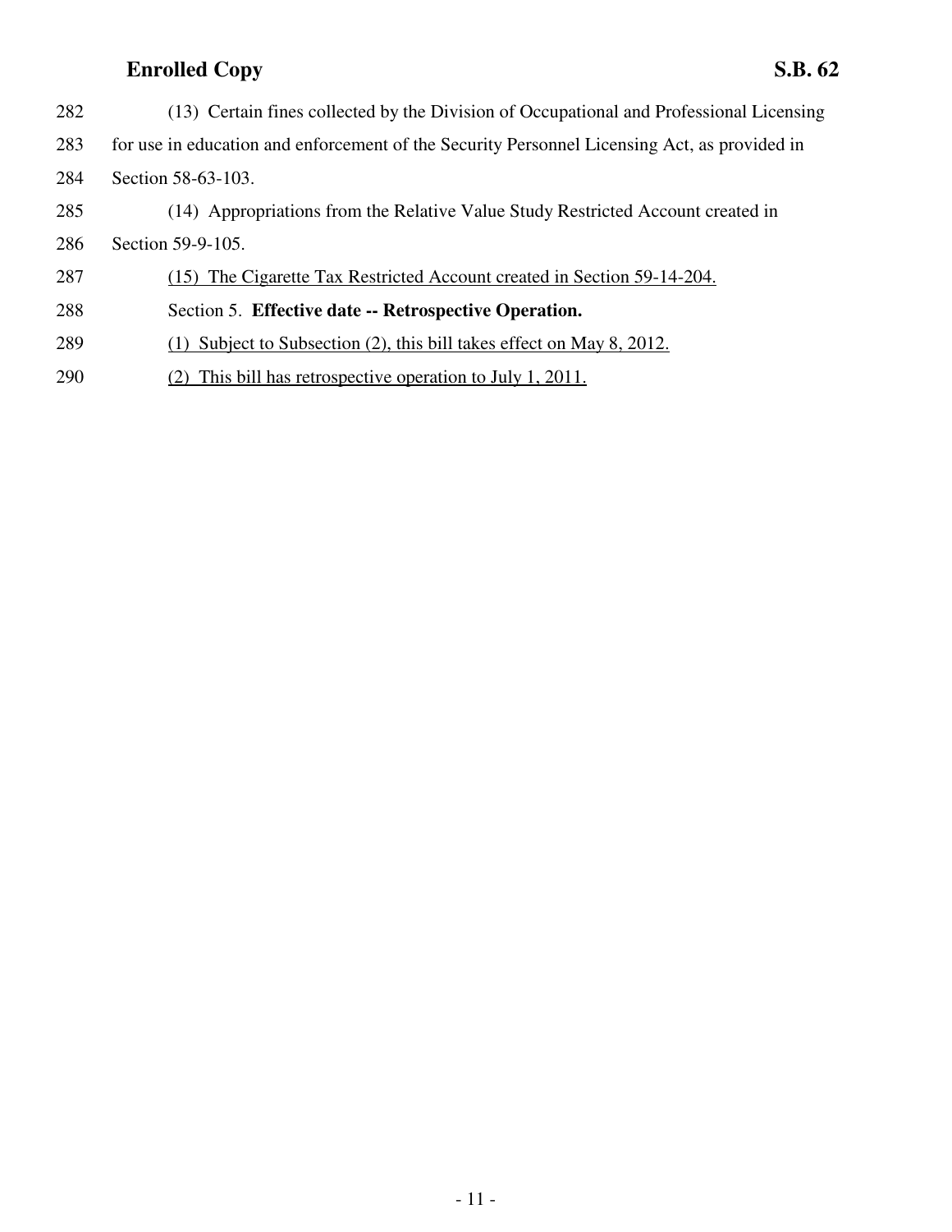(13) Certain fines collected by the Division of Occupational and Professional Licensing for use in education and enforcement of the Security Personnel Licensing Act, as provided in Section 58-63-103.

(14) Appropriations from the Relative Value Study Restricted Account created in Section 59-9-105.

<u>(15) The Cigarette Tax Restricted Account created in Section 59-14-204.</u>

Section 5. **Effective date -- Retrospective Operation.**

<u>(1) Subject to Subsection (2), this bill takes effect on May 8, 2012.</u>

<u>(2) This bill has retrospective operation to July 1, 2011.</u>